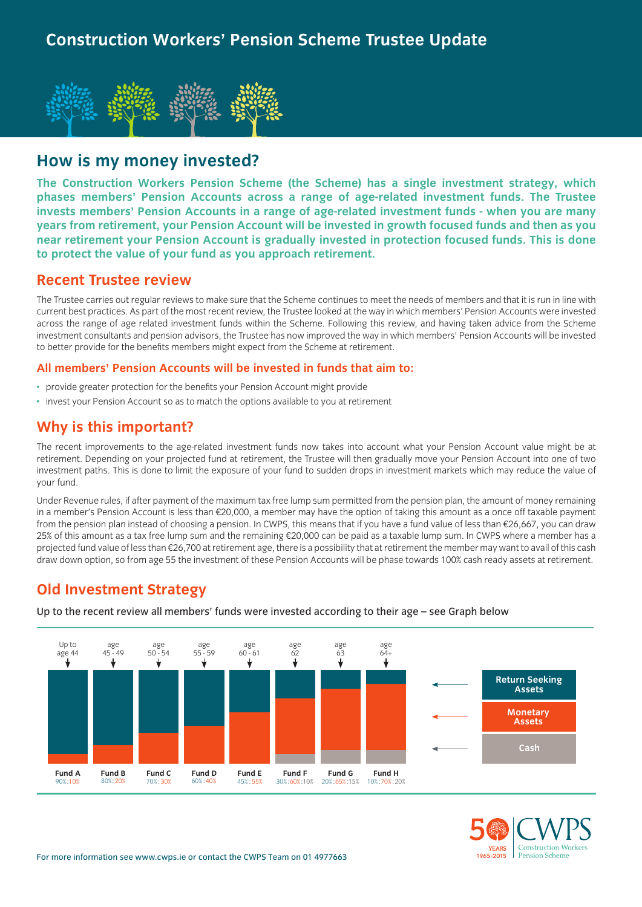# Construction Workers' Pension Scheme Trustee Update

## How is my money invested?

**The Construction Workers Pension Scheme (the Scheme) has a single investment strategy, which phases members' Pension Accounts across a range of age-related investment funds. The Trustee invests members' Pension Accounts in a range of age-related investment funds - when you are many years from retirement, your Pension Account will be invested in growth focused funds and then as you near retirement your Pension Account is gradually invested in protection focused funds. This is done to protect the value of your fund as you approach retirement.**

## Recent Trustee review

The Trustee carries out regular reviews to make sure that the Scheme continues to meet the needs of members and that it is run in line with current best practices. As part of the most recent review, the Trustee looked at the way in which members' Pension Accounts were invested across the range of age related investment funds within the Scheme. Following this review, and having taken advice from the Scheme investment consultants and pension advisors, the Trustee has now improved the way in which members' Pension Accounts will be invested to better provide for the benefits members might expect from the Scheme at retirement.

### All members' Pension Accounts will be invested in funds that aim to:

- provide greater protection for the benefits your Pension Account might provide
- invest your Pension Account so as to match the options available to you at retirement

## Why is this important?

The recent improvements to the age-related investment funds now takes into account what your Pension Account value might be at retirement. Depending on your projected fund at retirement, the Trustee will then gradually move your Pension Account into one of two investment paths. This is done to limit the exposure of your fund to sudden drops in investment markets which may reduce the value of your fund.

Under Revenue rules, if after payment of the maximum tax free lump sum permitted from the pension plan, the amount of money remaining in a member's Pension Account is less than €20,000, a member may have the option of taking this amount as a once off taxable payment from the pension plan instead of choosing a pension. In CWPS, this means that if you have a fund value of less than €26,667, you can draw 25% of this amount as a tax free lump sum and the remaining €20,000 can be paid as a taxable lump sum. In CWPS where a member has a projected fund value of less than €26,700 at retirement age, there is a possibility that at retirement the member may want to avail of this cash draw down option, so from age 55 the investment of these Pension Accounts will be phase towards 100% cash ready assets at retirement.

## Old Investment Strategy

Up to the recent review all members' funds were invested according to their age – see Graph below

| Age | Fund | Return Seeking Assets : Monetary Assets : Cash |
|---|---|---|
| Up to age 44 | Fund A | 90% : 10% |
| age 45 - 49 | Fund B | 80% : 20% |
| age 50 - 54 | Fund C | 70% : 30% |
| age 55 - 59 | Fund D | 60% : 40% |
| age 60 - 61 | Fund E | 45% : 55% |
| age 62 | Fund F | 30% : 60% : 10% |
| age 63 | Fund G | 20% : 65% : 15% |
| age 64+ | Fund H | 10% : 70% : 20% |

For more information see www.cwps.ie or contact the CWPS Team on 01 4977663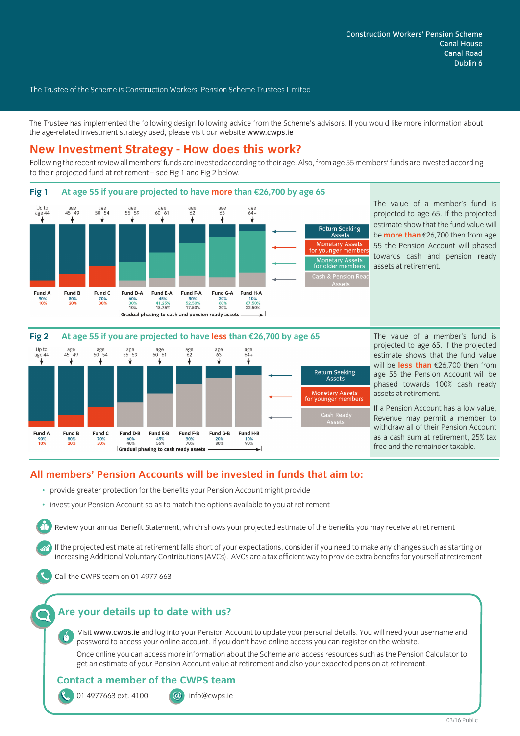Construction Workers' Pension Scheme
Canal House
Canal Road
Dublin 6

The Trustee of the Scheme is Construction Workers' Pension Scheme Trustees Limited

The Trustee has implemented the following design following advice from the Scheme's advisors. If you would like more information about the age-related investment strategy used, please visit our website **www.cwps.ie**

## New Investment Strategy - How does this work?

Following the recent review all members' funds are invested according to their age. Also, from age 55 members' funds are invested according to their projected fund at retirement – see Fig 1 and Fig 2 below.

### Fig 1 At age 55 if you are projected to have more than €26,700 by age 65

Up to age 44 | age 45 - 49 | age 50 - 54 | age 55 - 59 | age 60 - 61 | age 62 | age 63 | age 64+

Fund A 90% 10%
Fund B 80% 20%
Fund C 70% 30%
Fund D-A 60% 30% 10%
Fund E-A 45% 41.25% 13.75%
Fund F-A 30% 52.50% 17.50%
Fund G-A 20% 60% 20%
Fund H-A 10% 67.50% 22.50%

Gradual phasing to cash and pension ready assets

Return Seeking Assets
Monetary Assets for younger members
Monetary Assets for older members
Cash & Pension Ready Assets

The value of a member's fund is projected to age 65. If the projected estimate show that the fund value will be **more than** €26,700 then from age 55 the Pension Account will phased towards cash and pension ready assets at retirement.

### Fig 2 At age 55 if you are projected to have less than €26,700 by age 65

Up to age 44 | age 45 - 49 | age 50 - 54 | age 55 - 59 | age 60 - 61 | age 62 | age 63 | age 64+

Fund A 90% 10%
Fund B 80% 20%
Fund C 70% 30%
Fund D-B 60% 40%
Fund E-B 45% 55%
Fund F-B 30% 70%
Fund G-B 20% 80%
Fund H-B 10% 90%

Gradual phasing to cash ready assets

Return Seeking Assets
Monetary Assets for younger members
Cash Ready Assets

The value of a member's fund is projected to age 65. If the projected estimate shows that the fund value will be **less than** €26,700 then from age 55 the Pension Account will be phased towards 100% cash ready assets at retirement.

If a Pension Account has a low value, Revenue may permit a member to withdraw all of their Pension Account as a cash sum at retirement, 25% tax free and the remainder taxable.

## All members' Pension Accounts will be invested in funds that aim to:

- provide greater protection for the benefits your Pension Account might provide
- invest your Pension Account so as to match the options available to you at retirement

Review your annual Benefit Statement, which shows your projected estimate of the benefits you may receive at retirement

If the projected estimate at retirement falls short of your expectations, consider if you need to make any changes such as starting or increasing Additional Voluntary Contributions (AVCs). AVCs are a tax efficient way to provide extra benefits for yourself at retirement

Call the CWPS team on 01 4977 663

## Are your details up to date with us?

Visit **www.cwps.ie** and log into your Pension Account to update your personal details. You will need your username and password to access your online account. If you don't have online access you can register on the website.

Once online you can access more information about the Scheme and access resources such as the Pension Calculator to get an estimate of your Pension Account value at retirement and also your expected pension at retirement.

## Contact a member of the CWPS team

01 4977663 ext. 4100

info@cwps.ie

03/16 Public